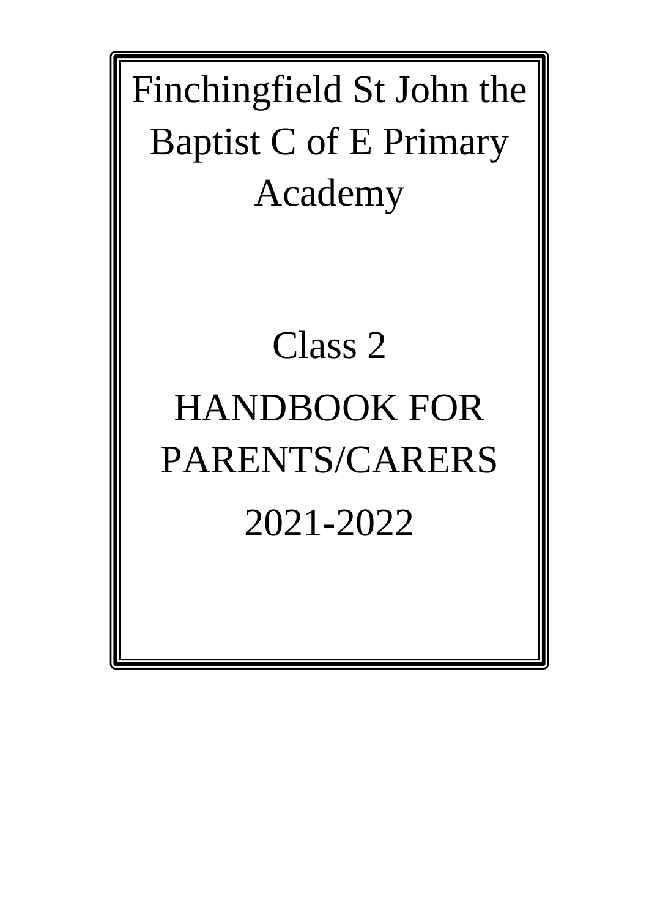# Finchingfield St John the Baptist C of E Primary Academy

## Class 2

## HANDBOOK FOR PARENTS/CARERS

## 2021-2022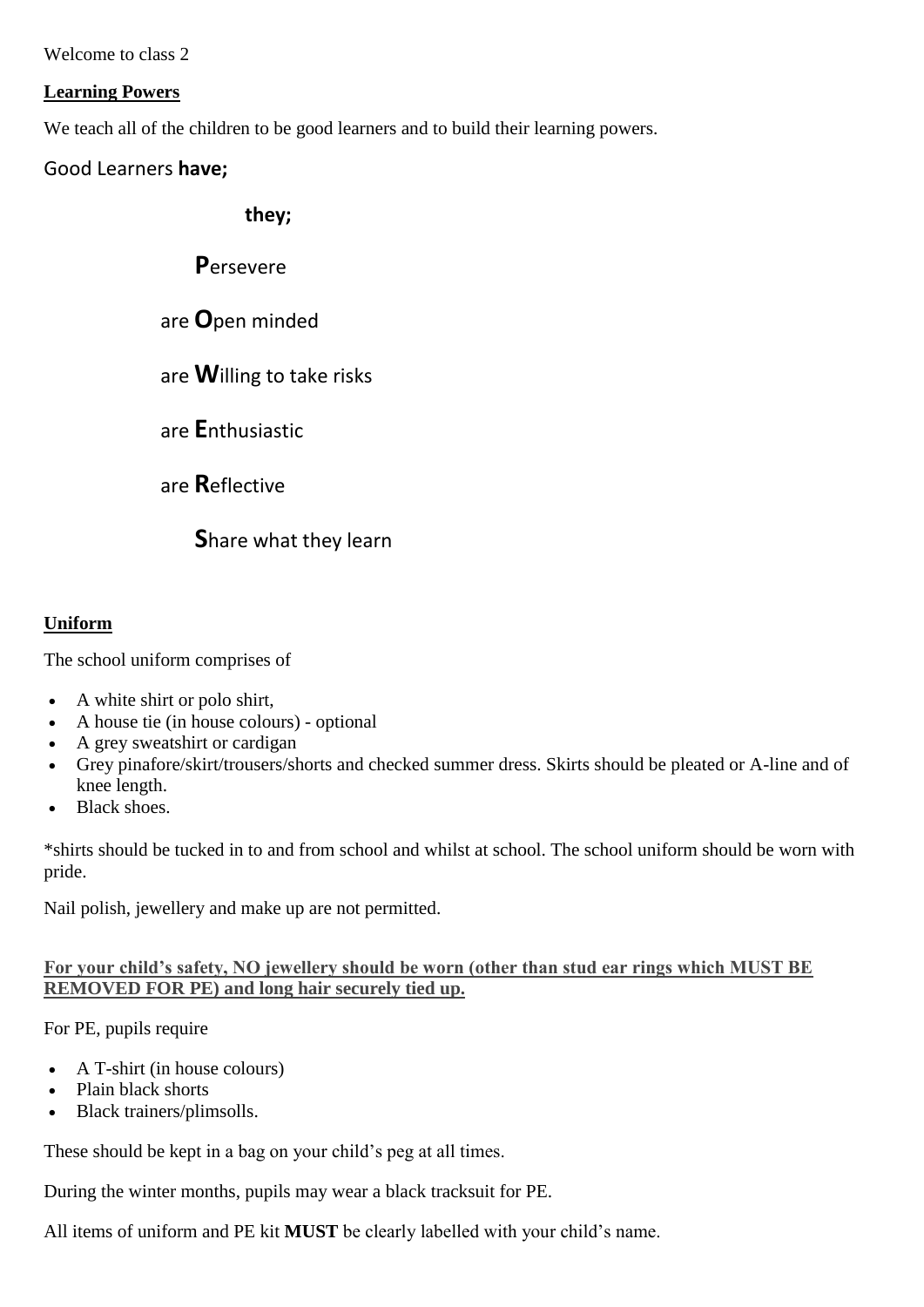Welcome to class 2

**Learning Powers**

We teach all of the children to be good learners and to build their learning powers.

Good Learners **have;**

**they;**

**P**ersevere

are **O**pen minded

are **W**illing to take risks

are **E**nthusiastic

are **R**eflective

**S**hare what they learn

**Uniform**

The school uniform comprises of

- A white shirt or polo shirt,
- A house tie (in house colours) - optional
- A grey sweatshirt or cardigan
- Grey pinafore/skirt/trousers/shorts and checked summer dress. Skirts should be pleated or A-line and of knee length.
- Black shoes.

*shirts should be tucked in to and from school and whilst at school. The school uniform should be worn with pride.

Nail polish, jewellery and make up are not permitted.

**For your child's safety, NO jewellery should be worn (other than stud ear rings which MUST BE REMOVED FOR PE) and long hair securely tied up.**

For PE, pupils require

- A T-shirt (in house colours)
- Plain black shorts
- Black trainers/plimsolls.

These should be kept in a bag on your child's peg at all times.

During the winter months, pupils may wear a black tracksuit for PE.

All items of uniform and PE kit **MUST** be clearly labelled with your child's name.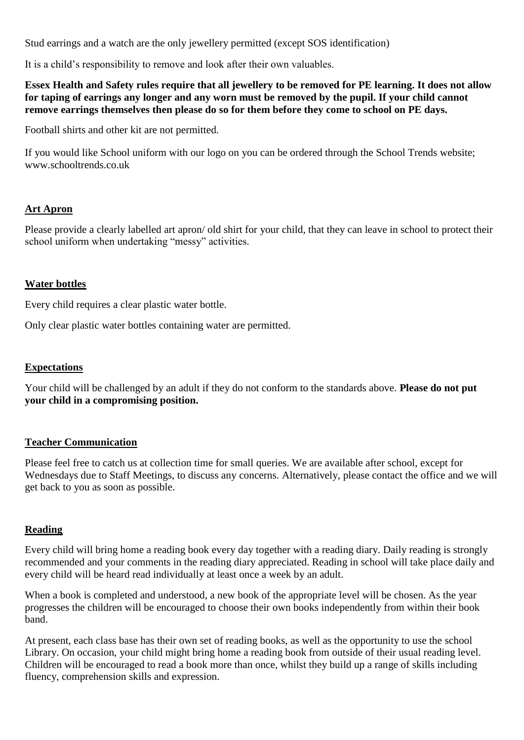Stud earrings and a watch are the only jewellery permitted (except SOS identification)

It is a child's responsibility to remove and look after their own valuables.

**Essex Health and Safety rules require that all jewellery to be removed for PE learning. It does not allow for taping of earrings any longer and any worn must be removed by the pupil. If your child cannot remove earrings themselves then please do so for them before they come to school on PE days.**

Football shirts and other kit are not permitted.

If you would like School uniform with our logo on you can be ordered through the School Trends website; www.schooltrends.co.uk

## Art Apron

Please provide a clearly labelled art apron/ old shirt for your child, that they can leave in school to protect their school uniform when undertaking "messy" activities.

## Water bottles

Every child requires a clear plastic water bottle.

Only clear plastic water bottles containing water are permitted.

## Expectations

Your child will be challenged by an adult if they do not conform to the standards above. **Please do not put your child in a compromising position.**

## Teacher Communication

Please feel free to catch us at collection time for small queries. We are available after school, except for Wednesdays due to Staff Meetings, to discuss any concerns. Alternatively, please contact the office and we will get back to you as soon as possible.

## Reading

Every child will bring home a reading book every day together with a reading diary. Daily reading is strongly recommended and your comments in the reading diary appreciated. Reading in school will take place daily and every child will be heard read individually at least once a week by an adult.

When a book is completed and understood, a new book of the appropriate level will be chosen. As the year progresses the children will be encouraged to choose their own books independently from within their book band.

At present, each class base has their own set of reading books, as well as the opportunity to use the school Library. On occasion, your child might bring home a reading book from outside of their usual reading level. Children will be encouraged to read a book more than once, whilst they build up a range of skills including fluency, comprehension skills and expression.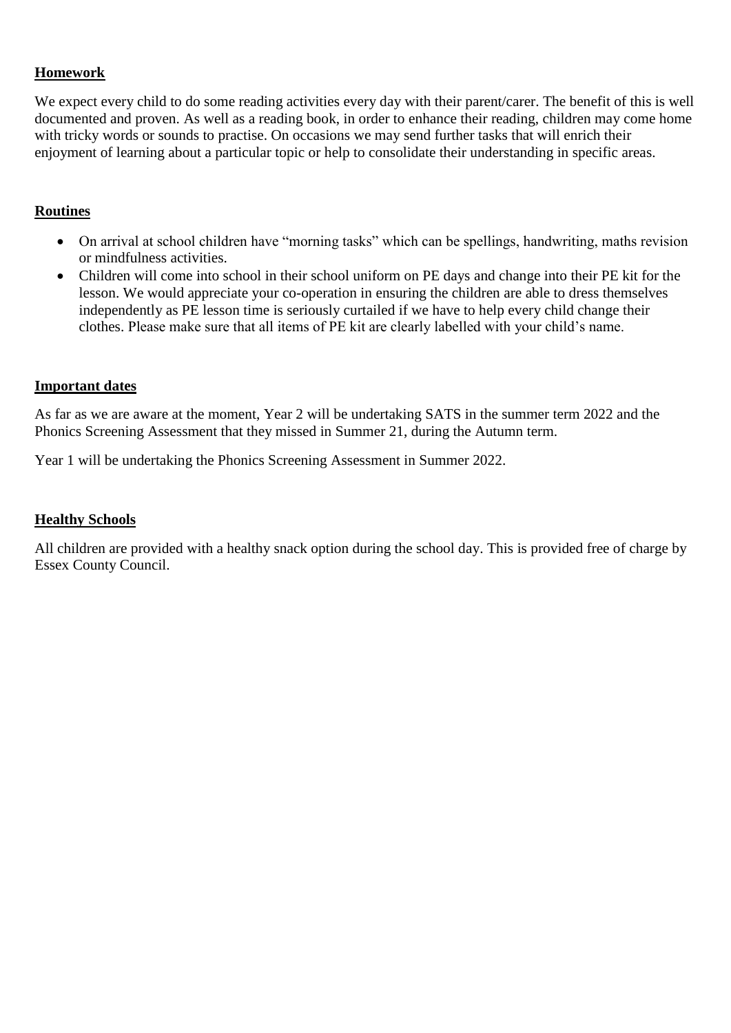## Homework

We expect every child to do some reading activities every day with their parent/carer. The benefit of this is well documented and proven. As well as a reading book, in order to enhance their reading, children may come home with tricky words or sounds to practise. On occasions we may send further tasks that will enrich their enjoyment of learning about a particular topic or help to consolidate their understanding in specific areas.

## Routines

- On arrival at school children have "morning tasks" which can be spellings, handwriting, maths revision or mindfulness activities.
- Children will come into school in their school uniform on PE days and change into their PE kit for the lesson. We would appreciate your co-operation in ensuring the children are able to dress themselves independently as PE lesson time is seriously curtailed if we have to help every child change their clothes. Please make sure that all items of PE kit are clearly labelled with your child's name.

## Important dates

As far as we are aware at the moment, Year 2 will be undertaking SATS in the summer term 2022 and the Phonics Screening Assessment that they missed in Summer 21, during the Autumn term.

Year 1 will be undertaking the Phonics Screening Assessment in Summer 2022.

## Healthy Schools

All children are provided with a healthy snack option during the school day. This is provided free of charge by Essex County Council.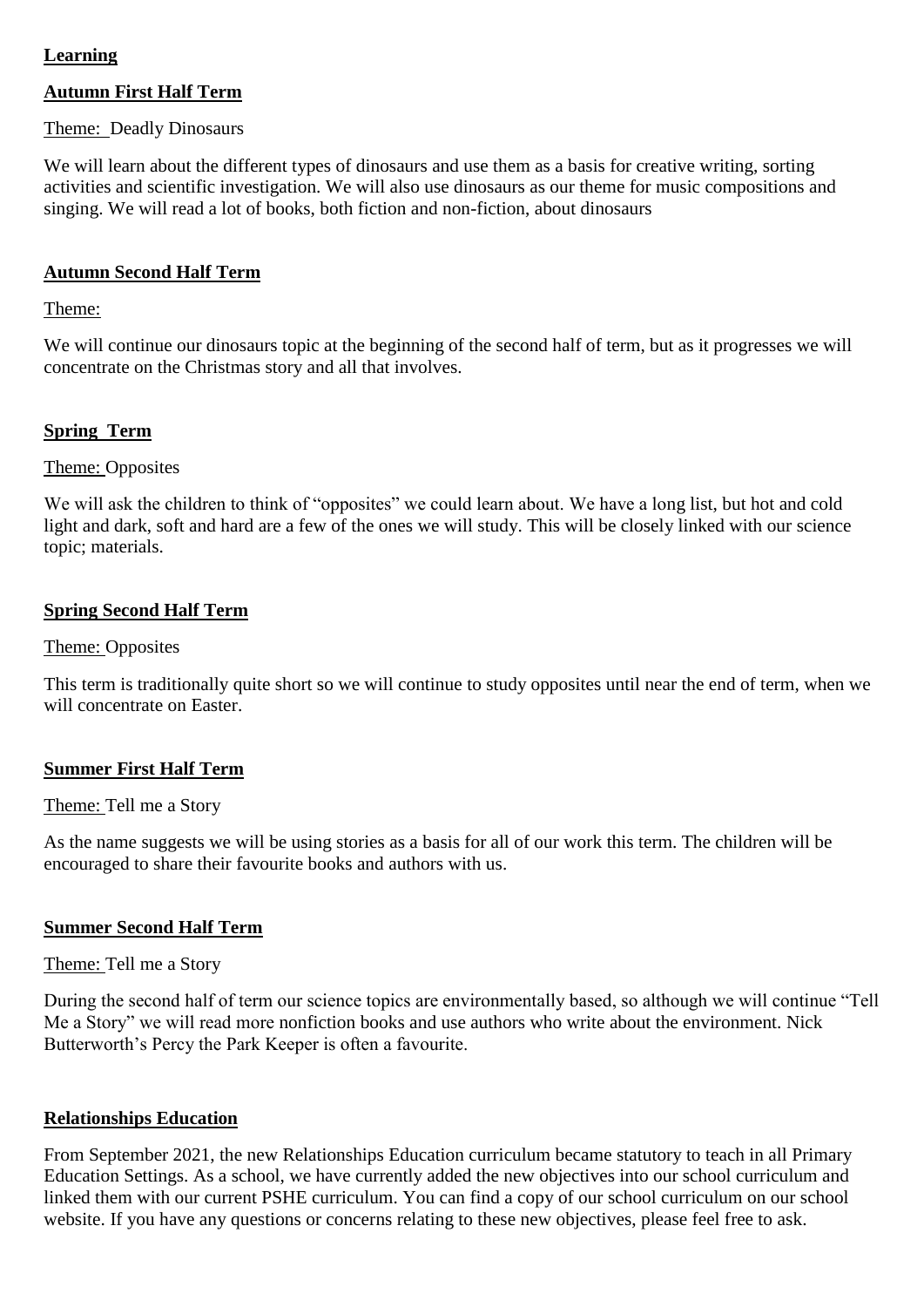## Learning

### Autumn First Half Term

Theme: Deadly Dinosaurs

We will learn about the different types of dinosaurs and use them as a basis for creative writing, sorting activities and scientific investigation. We will also use dinosaurs as our theme for music compositions and singing. We will read a lot of books, both fiction and non-fiction, about dinosaurs

### Autumn Second Half Term

Theme:

We will continue our dinosaurs topic at the beginning of the second half of term, but as it progresses we will concentrate on the Christmas story and all that involves.

### Spring Term

Theme: Opposites

We will ask the children to think of "opposites" we could learn about. We have a long list, but hot and cold light and dark, soft and hard are a few of the ones we will study. This will be closely linked with our science topic; materials.

### Spring Second Half Term

Theme: Opposites

This term is traditionally quite short so we will continue to study opposites until near the end of term, when we will concentrate on Easter.

### Summer First Half Term

Theme: Tell me a Story

As the name suggests we will be using stories as a basis for all of our work this term. The children will be encouraged to share their favourite books and authors with us.

### Summer Second Half Term

Theme: Tell me a Story

During the second half of term our science topics are environmentally based, so although we will continue "Tell Me a Story" we will read more nonfiction books and use authors who write about the environment. Nick Butterworth's Percy the Park Keeper is often a favourite.

## Relationships Education

From September 2021, the new Relationships Education curriculum became statutory to teach in all Primary Education Settings. As a school, we have currently added the new objectives into our school curriculum and linked them with our current PSHE curriculum. You can find a copy of our school curriculum on our school website. If you have any questions or concerns relating to these new objectives, please feel free to ask.